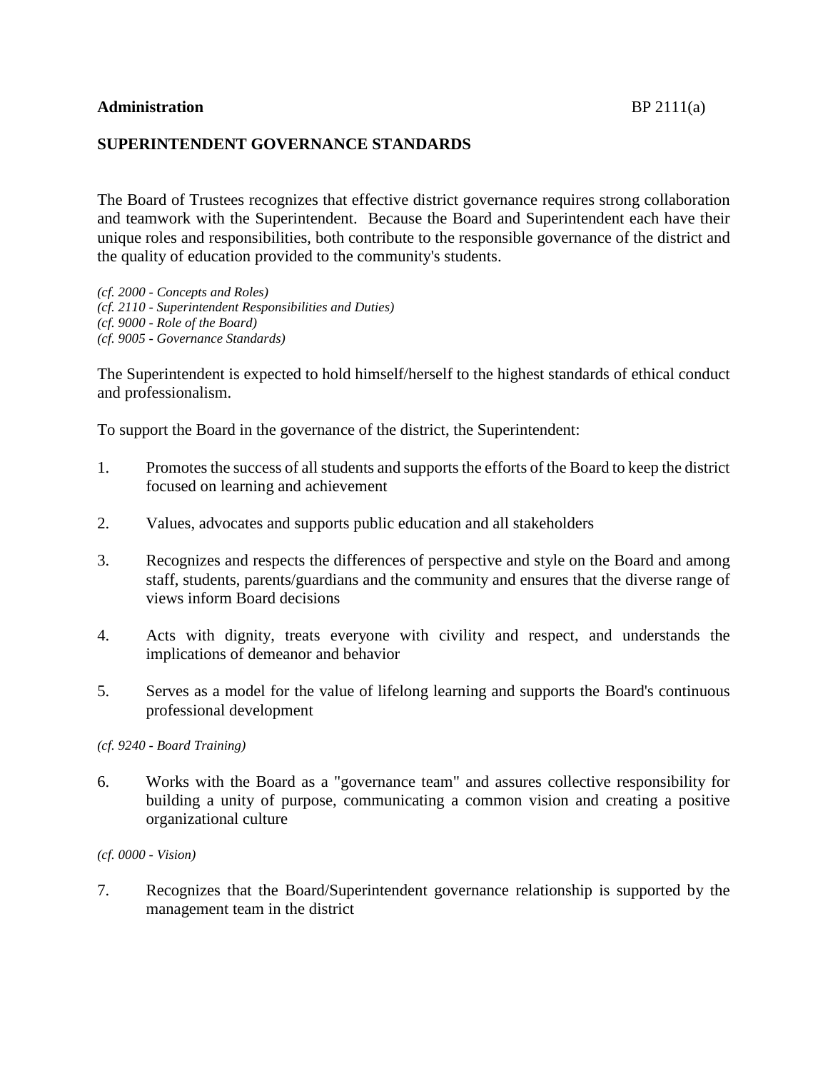**Administration** BP 2111(a)

## SUPERINTENDENT GOVERNANCE STANDARDS

The Board of Trustees recognizes that effective district governance requires strong collaboration and teamwork with the Superintendent. Because the Board and Superintendent each have their unique roles and responsibilities, both contribute to the responsible governance of the district and the quality of education provided to the community's students.

*(cf. 2000 - Concepts and Roles)*
*(cf. 2110 - Superintendent Responsibilities and Duties)*
*(cf. 9000 - Role of the Board)*
*(cf. 9005 - Governance Standards)*

The Superintendent is expected to hold himself/herself to the highest standards of ethical conduct and professionalism.

To support the Board in the governance of the district, the Superintendent:

1. Promotes the success of all students and supports the efforts of the Board to keep the district focused on learning and achievement

2. Values, advocates and supports public education and all stakeholders

3. Recognizes and respects the differences of perspective and style on the Board and among staff, students, parents/guardians and the community and ensures that the diverse range of views inform Board decisions

4. Acts with dignity, treats everyone with civility and respect, and understands the implications of demeanor and behavior

5. Serves as a model for the value of lifelong learning and supports the Board's continuous professional development

*(cf. 9240 - Board Training)*

6. Works with the Board as a "governance team" and assures collective responsibility for building a unity of purpose, communicating a common vision and creating a positive organizational culture

*(cf. 0000 - Vision)*

7. Recognizes that the Board/Superintendent governance relationship is supported by the management team in the district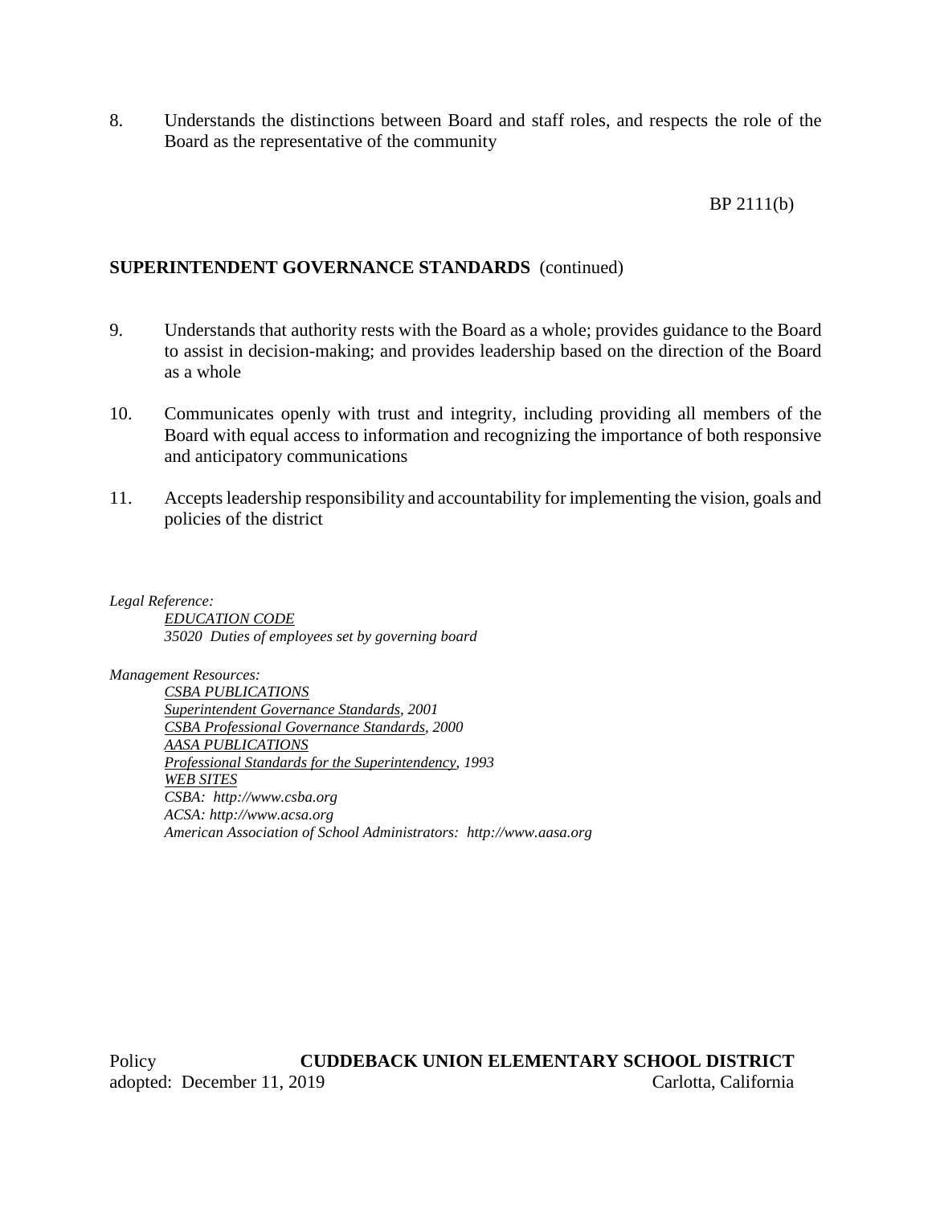8. Understands the distinctions between Board and staff roles, and respects the role of the Board as the representative of the community

**SUPERINTENDENT GOVERNANCE STANDARDS** (continued)

9. Understands that authority rests with the Board as a whole; provides guidance to the Board to assist in decision-making; and provides leadership based on the direction of the Board as a whole

10. Communicates openly with trust and integrity, including providing all members of the Board with equal access to information and recognizing the importance of both responsive and anticipatory communications

11. Accepts leadership responsibility and accountability for implementing the vision, goals and policies of the district

*Legal Reference:*
*EDUCATION CODE*
*35020 Duties of employees set by governing board*

*Management Resources:*
*CSBA PUBLICATIONS*
*Superintendent Governance Standards, 2001*
*CSBA Professional Governance Standards, 2000*
*AASA PUBLICATIONS*
*Professional Standards for the Superintendency, 1993*
*WEB SITES*
*CSBA: http://www.csba.org*
*ACSA: http://www.acsa.org*
*American Association of School Administrators: http://www.aasa.org*

Policy **CUDDEBACK UNION ELEMENTARY SCHOOL DISTRICT**
adopted: December 11, 2019 Carlotta, California